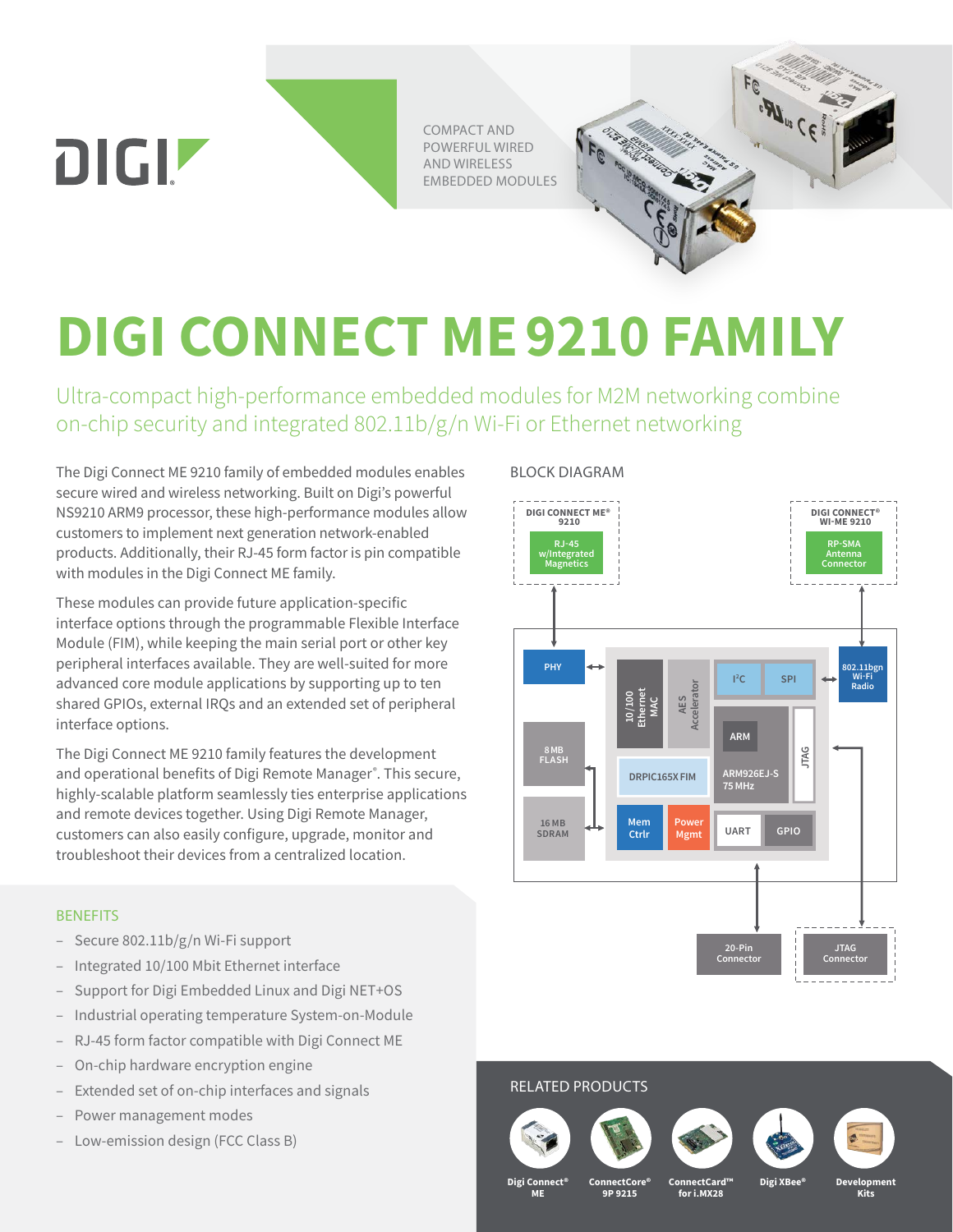DIGI

COMPACT AND POWERFUL WIRED AND WIRELESS EMBEDDED MODULES

# DIGI CONNECT ME 9210 FAMILY

## Ultra-compact high-performance embedded modules for M2M networking combine on-chip security and integrated 802.11b/g/n Wi-Fi or Ethernet networking

The Digi Connect ME 9210 family of embedded modules enables secure wired and wireless networking. Built on Digi's powerful NS9210 ARM9 processor, these high-performance modules allow customers to implement next generation network-enabled products. Additionally, their RJ-45 form factor is pin compatible with modules in the Digi Connect ME family.

These modules can provide future application-specific interface options through the programmable Flexible Interface Module (FIM), while keeping the main serial port or other key peripheral interfaces available. They are well-suited for more advanced core module applications by supporting up to ten shared GPIOs, external IRQs and an extended set of peripheral interface options.

The Digi Connect ME 9210 family features the development and operational benefits of Digi Remote Manager®. This secure, highly-scalable platform seamlessly ties enterprise applications and remote devices together. Using Digi Remote Manager, customers can also easily configure, upgrade, monitor and troubleshoot their devices from a centralized location.

### BENEFITS

- Secure 802.11b/g/n Wi-Fi support
- Integrated 10/100 Mbit Ethernet interface
- Support for Digi Embedded Linux and Digi NET+OS
- Industrial operating temperature System-on-Module
- RJ-45 form factor compatible with Digi Connect ME
- On-chip hardware encryption engine
- Extended set of on-chip interfaces and signals
- Power management modes
- Low-emission design (FCC Class B)

### BLOCK DIAGRAM

DIGI CONNECT ME® 9210: RJ-45 w/Integrated Magnetics

DIGI CONNECT® WI-ME 9210: RP-SMA Antenna Connector

PHY | 10/100 Ethernet MAC | AES Accelerator | I²C | SPI | 802.11bgn Wi-Fi Radio | 8 MB FLASH | 16 MB SDRAM | ARM | ARM926EJ-S 75 MHz | JTAG | DRPIC165X FIM | Mem Ctrlr | Power Mgmt | UART | GPIO

20-Pin Connector | JTAG Connector

### RELATED PRODUCTS

- Digi Connect® ME
- ConnectCore® 9P 9215
- ConnectCard™ for i.MX28
- Digi XBee®
- Development Kits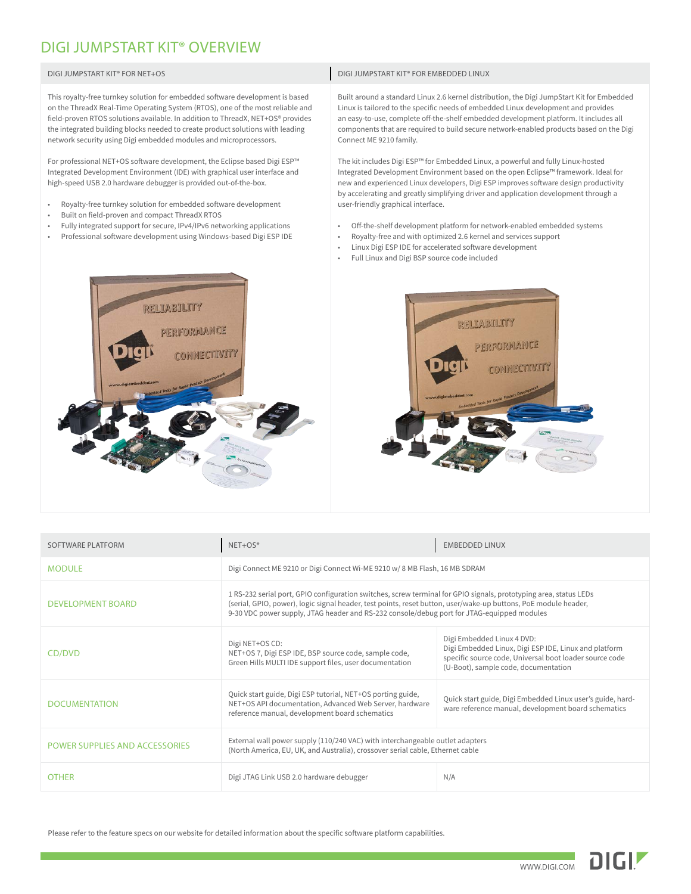# DIGI JUMPSTART KIT® OVERVIEW

## DIGI JUMPSTART KIT® FOR NET+OS

This royalty-free turnkey solution for embedded software development is based on the ThreadX Real-Time Operating System (RTOS), one of the most reliable and field-proven RTOS solutions available. In addition to ThreadX, NET+OS® provides the integrated building blocks needed to create product solutions with leading network security using Digi embedded modules and microprocessors.

For professional NET+OS software development, the Eclipse based Digi ESP™ Integrated Development Environment (IDE) with graphical user interface and high-speed USB 2.0 hardware debugger is provided out-of-the-box.

- Royalty-free turnkey solution for embedded software development
- Built on field-proven and compact ThreadX RTOS
- Fully integrated support for secure, IPv4/IPv6 networking applications
- Professional software development using Windows-based Digi ESP IDE

## DIGI JUMPSTART KIT® FOR EMBEDDED LINUX

Built around a standard Linux 2.6 kernel distribution, the Digi JumpStart Kit for Embedded Linux is tailored to the specific needs of embedded Linux development and provides an easy-to-use, complete off-the-shelf embedded development platform. It includes all components that are required to build secure network-enabled products based on the Digi Connect ME 9210 family.

The kit includes Digi ESP™ for Embedded Linux, a powerful and fully Linux-hosted Integrated Development Environment based on the open Eclipse™ framework. Ideal for new and experienced Linux developers, Digi ESP improves software design productivity by accelerating and greatly simplifying driver and application development through a user-friendly graphical interface.

- Off-the-shelf development platform for network-enabled embedded systems
- Royalty-free and with optimized 2.6 kernel and services support
- Linux Digi ESP IDE for accelerated software development
- Full Linux and Digi BSP source code included

| SOFTWARE PLATFORM | NET+OS® | EMBEDDED LINUX |
|---|---|---|
| MODULE | Digi Connect ME 9210 or Digi Connect Wi-ME 9210 w/ 8 MB Flash, 16 MB SDRAM | |
| DEVELOPMENT BOARD | 1 RS-232 serial port, GPIO configuration switches, screw terminal for GPIO signals, prototyping area, status LEDs (serial, GPIO, power), logic signal header, test points, reset button, user/wake-up buttons, PoE module header, 9-30 VDC power supply, JTAG header and RS-232 console/debug port for JTAG-equipped modules | |
| CD/DVD | Digi NET+OS CD: NET+OS 7, Digi ESP IDE, BSP source code, sample code, Green Hills MULTI IDE support files, user documentation | Digi Embedded Linux 4 DVD: Digi Embedded Linux, Digi ESP IDE, Linux and platform specific source code, Universal boot loader source code (U-Boot), sample code, documentation |
| DOCUMENTATION | Quick start guide, Digi ESP tutorial, NET+OS porting guide, NET+OS API documentation, Advanced Web Server, hardware reference manual, development board schematics | Quick start guide, Digi Embedded Linux user's guide, hardware reference manual, development board schematics |
| POWER SUPPLIES AND ACCESSORIES | External wall power supply (110/240 VAC) with interchangeable outlet adapters (North America, EU, UK, and Australia), crossover serial cable, Ethernet cable | |
| OTHER | Digi JTAG Link USB 2.0 hardware debugger | N/A |

Please refer to the feature specs on our website for detailed information about the specific software platform capabilities.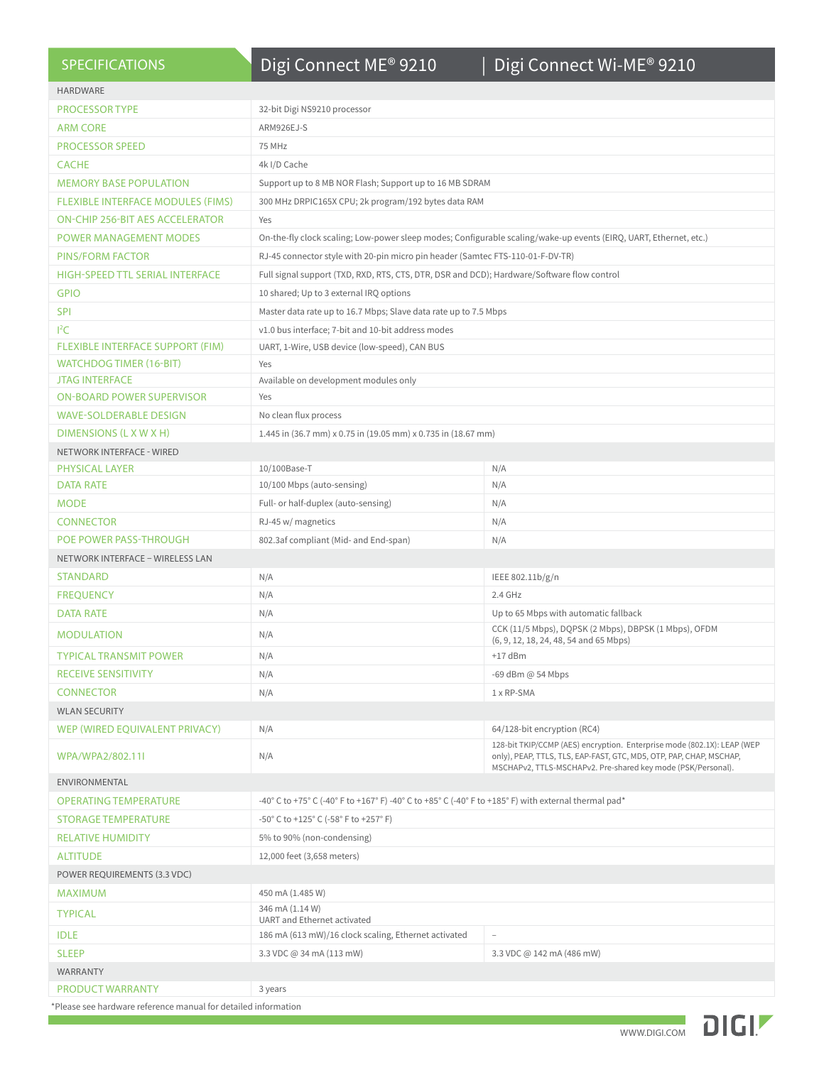| SPECIFICATIONS | Digi Connect ME® 9210 | Digi Connect Wi-ME® 9210 |
|---|---|---|
| HARDWARE | | |
| PROCESSOR TYPE | 32-bit Digi NS9210 processor | |
| ARM CORE | ARM926EJ-S | |
| PROCESSOR SPEED | 75 MHz | |
| CACHE | 4k I/D Cache | |
| MEMORY BASE POPULATION | Support up to 8 MB NOR Flash; Support up to 16 MB SDRAM | |
| FLEXIBLE INTERFACE MODULES (FIMS) | 300 MHz DRPIC165X CPU; 2k program/192 bytes data RAM | |
| ON-CHIP 256-BIT AES ACCELERATOR | Yes | |
| POWER MANAGEMENT MODES | On-the-fly clock scaling; Low-power sleep modes; Configurable scaling/wake-up events (EIRQ, UART, Ethernet, etc.) | |
| PINS/FORM FACTOR | RJ-45 connector style with 20-pin micro pin header (Samtec FTS-110-01-F-DV-TR) | |
| HIGH-SPEED TTL SERIAL INTERFACE | Full signal support (TXD, RXD, RTS, CTS, DTR, DSR and DCD); Hardware/Software flow control | |
| GPIO | 10 shared; Up to 3 external IRQ options | |
| SPI | Master data rate up to 16.7 Mbps; Slave data rate up to 7.5 Mbps | |
| $I^2C$ | v1.0 bus interface; 7-bit and 10-bit address modes | |
| FLEXIBLE INTERFACE SUPPORT (FIM) | UART, 1-Wire, USB device (low-speed), CAN BUS | |
| WATCHDOG TIMER (16-BIT) | Yes | |
| JTAG INTERFACE | Available on development modules only | |
| ON-BOARD POWER SUPERVISOR | Yes | |
| WAVE-SOLDERABLE DESIGN | No clean flux process | |
| DIMENSIONS (L X W X H) | 1.445 in (36.7 mm) x 0.75 in (19.05 mm) x 0.735 in (18.67 mm) | |
| NETWORK INTERFACE - WIRED | | |
| PHYSICAL LAYER | 10/100Base-T | N/A |
| DATA RATE | 10/100 Mbps (auto-sensing) | N/A |
| MODE | Full- or half-duplex (auto-sensing) | N/A |
| CONNECTOR | RJ-45 w/ magnetics | N/A |
| POE POWER PASS-THROUGH | 802.3af compliant (Mid- and End-span) | N/A |
| NETWORK INTERFACE – WIRELESS LAN | | |
| STANDARD | N/A | IEEE 802.11b/g/n |
| FREQUENCY | N/A | 2.4 GHz |
| DATA RATE | N/A | Up to 65 Mbps with automatic fallback |
| MODULATION | N/A | CCK (11/5 Mbps), DQPSK (2 Mbps), DBPSK (1 Mbps), OFDM (6, 9, 12, 18, 24, 48, 54 and 65 Mbps) |
| TYPICAL TRANSMIT POWER | N/A | +17 dBm |
| RECEIVE SENSITIVITY | N/A | -69 dBm @ 54 Mbps |
| CONNECTOR | N/A | 1 x RP-SMA |
| WLAN SECURITY | | |
| WEP (WIRED EQUIVALENT PRIVACY) | N/A | 64/128-bit encryption (RC4) |
| WPA/WPA2/802.11I | N/A | 128-bit TKIP/CCMP (AES) encryption. Enterprise mode (802.1X): LEAP (WEP only), PEAP, TTLS, TLS, EAP-FAST, GTC, MD5, OTP, PAP, CHAP, MSCHAP, MSCHAPv2, TTLS-MSCHAPv2. Pre-shared key mode (PSK/Personal). |
| ENVIRONMENTAL | | |
| OPERATING TEMPERATURE | -40° C to +75° C (-40° F to +167° F) -40° C to +85° C (-40° F to +185° F) with external thermal pad* | |
| STORAGE TEMPERATURE | -50° C to +125° C (-58° F to +257° F) | |
| RELATIVE HUMIDITY | 5% to 90% (non-condensing) | |
| ALTITUDE | 12,000 feet (3,658 meters) | |
| POWER REQUIREMENTS (3.3 VDC) | | |
| MAXIMUM | 450 mA (1.485 W) | |
| TYPICAL | 346 mA (1.14 W) UART and Ethernet activated | |
| IDLE | 186 mA (613 mW)/16 clock scaling, Ethernet activated | – |
| SLEEP | 3.3 VDC @ 34 mA (113 mW) | 3.3 VDC @ 142 mA (486 mW) |
| WARRANTY | | |
| PRODUCT WARRANTY | 3 years | |

*Please see hardware reference manual for detailed information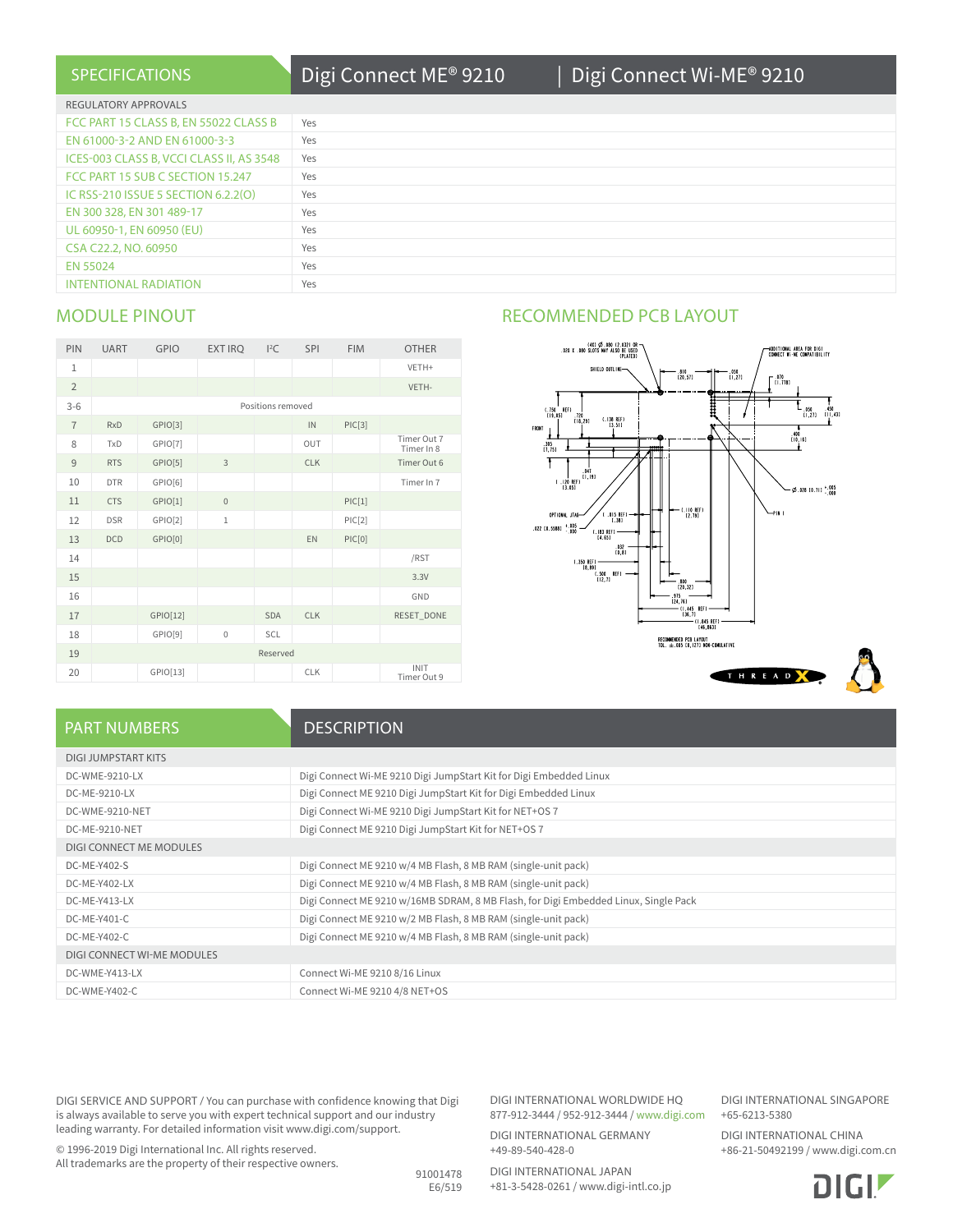| SPECIFICATIONS | Digi Connect ME® 9210 \| Digi Connect Wi-ME® 9210 |
|---|---|
| REGULATORY APPROVALS | |
| FCC PART 15 CLASS B, EN 55022 CLASS B | Yes |
| EN 61000-3-2 AND EN 61000-3-3 | Yes |
| ICES-003 CLASS B, VCCI CLASS II, AS 3548 | Yes |
| FCC PART 15 SUB C SECTION 15.247 | Yes |
| IC RSS-210 ISSUE 5 SECTION 6.2.2(O) | Yes |
| EN 300 328, EN 301 489-17 | Yes |
| UL 60950-1, EN 60950 (EU) | Yes |
| CSA C22.2, NO. 60950 | Yes |
| EN 55024 | Yes |
| INTENTIONAL RADIATION | Yes |

## MODULE PINOUT

| PIN | UART | GPIO | EXT IRQ | I²C | SPI | FIM | OTHER |
|---|---|---|---|---|---|---|---|
| 1 | | | | | | | VETH+ |
| 2 | | | | | | | VETH- |
| 3-6 | Positions removed | | | | | | |
| 7 | RxD | GPIO[3] | | | IN | PIC[3] | |
| 8 | TxD | GPIO[7] | | | OUT | | Timer Out 7 Timer In 8 |
| 9 | RTS | GPIO[5] | 3 | | CLK | | Timer Out 6 |
| 10 | DTR | GPIO[6] | | | | | Timer In 7 |
| 11 | CTS | GPIO[1] | 0 | | | PIC[1] | |
| 12 | DSR | GPIO[2] | 1 | | | PIC[2] | |
| 13 | DCD | GPIO[0] | | | EN | PIC[0] | |
| 14 | | | | | | | /RST |
| 15 | | | | | | | 3.3V |
| 16 | | | | | | | GND |
| 17 | | GPIO[12] | | SDA | CLK | | RESET_DONE |
| 18 | | GPIO[9] | 0 | SCL | | | |
| 19 | Reserved | | | | | | |
| 20 | | GPIO[13] | | | CLK | | INIT Timer Out 9 |

## RECOMMENDED PCB LAYOUT

RECOMMENDED PCB LAYOUT
TOL. ±.005 [0.127] NON-CUMULATIVE

| PART NUMBERS | DESCRIPTION |
|---|---|
| DIGI JUMPSTART KITS | |
| DC-WME-9210-LX | Digi Connect Wi-ME 9210 Digi JumpStart Kit for Digi Embedded Linux |
| DC-ME-9210-LX | Digi Connect ME 9210 Digi JumpStart Kit for Digi Embedded Linux |
| DC-WME-9210-NET | Digi Connect Wi-ME 9210 Digi JumpStart Kit for NET+OS 7 |
| DC-ME-9210-NET | Digi Connect ME 9210 Digi JumpStart Kit for NET+OS 7 |
| DIGI CONNECT ME MODULES | |
| DC-ME-Y402-S | Digi Connect ME 9210 w/4 MB Flash, 8 MB RAM (single-unit pack) |
| DC-ME-Y402-LX | Digi Connect ME 9210 w/4 MB Flash, 8 MB RAM (single-unit pack) |
| DC-ME-Y413-LX | Digi Connect ME 9210 w/16MB SDRAM, 8 MB Flash, for Digi Embedded Linux, Single Pack |
| DC-ME-Y401-C | Digi Connect ME 9210 w/2 MB Flash, 8 MB RAM (single-unit pack) |
| DC-ME-Y402-C | Digi Connect ME 9210 w/4 MB Flash, 8 MB RAM (single-unit pack) |
| DIGI CONNECT WI-ME MODULES | |
| DC-WME-Y413-LX | Connect Wi-ME 9210 8/16 Linux |
| DC-WME-Y402-C | Connect Wi-ME 9210 4/8 NET+OS |

DIGI SERVICE AND SUPPORT / You can purchase with confidence knowing that Digi is always available to serve you with expert technical support and our industry leading warranty. For detailed information visit www.digi.com/support.

© 1996-2019 Digi International Inc. All rights reserved.
All trademarks are the property of their respective owners.

91001478
E6/519

DIGI INTERNATIONAL WORLDWIDE HQ
877-912-3444 / 952-912-3444 / www.digi.com

DIGI INTERNATIONAL GERMANY
+49-89-540-428-0

DIGI INTERNATIONAL JAPAN
+81-3-5428-0261 / www.digi-intl.co.jp

DIGI INTERNATIONAL SINGAPORE
+65-6213-5380

DIGI INTERNATIONAL CHINA
+86-21-50492199 / www.digi.com.cn